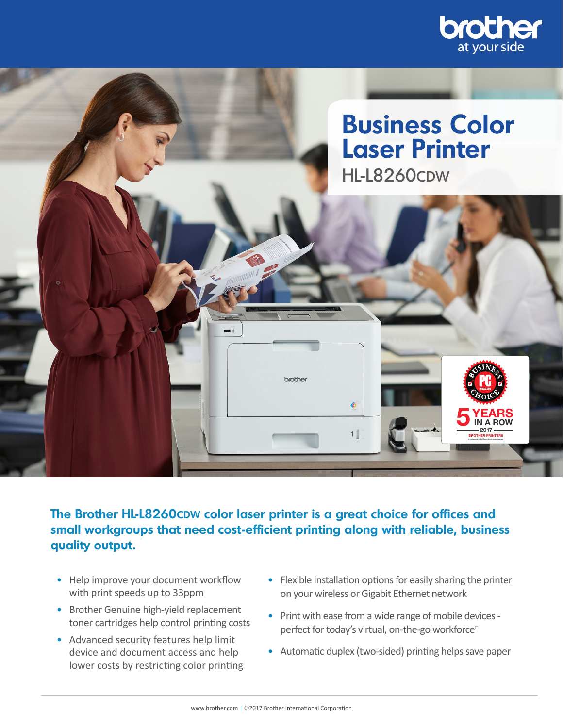# Business Color Laser Printer

## HL-L8260CDW

**The Brother HL-L8260CDW color laser printer is a great choice for offices and small workgroups that need cost-efficient printing along with reliable, business quality output.**

- Help improve your document workflow with print speeds up to 33ppm
- Brother Genuine high-yield replacement toner cartridges help control printing costs
- Advanced security features help limit device and document access and help lower costs by restricting color printing
- Flexible installation options for easily sharing the printer on your wireless or Gigabit Ethernet network
- Print with ease from a wide range of mobile devices - perfect for today's virtual, on-the-go workforce
- Automatic duplex (two-sided) printing helps save paper

www.brother.com | ©2017 Brother International Corporation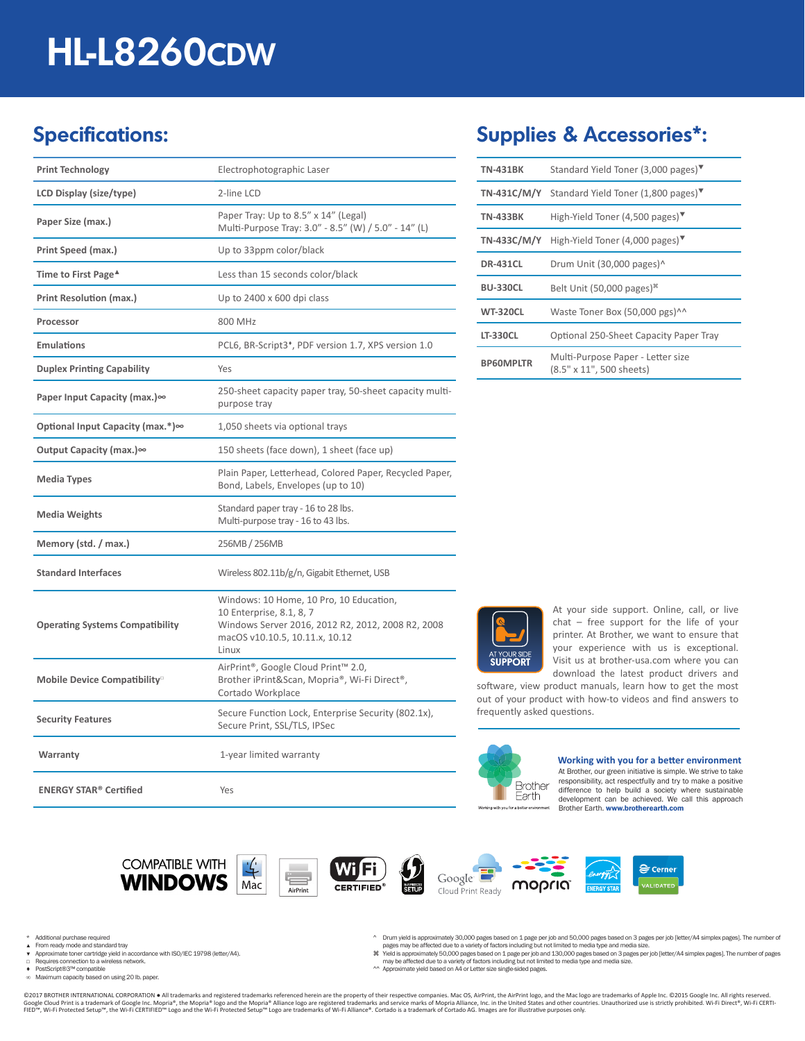# HL-L8260CDW

## Specifications:

| | |
|---|---|
| **Print Technology** | Electrophotographic Laser |
| **LCD Display (size/type)** | 2-line LCD |
| **Paper Size (max.)** | Paper Tray: Up to 8.5" x 14" (Legal)<br>Multi-Purpose Tray: 3.0" - 8.5" (W) / 5.0" - 14" (L) |
| **Print Speed (max.)** | Up to 33ppm color/black |
| **Time to First Page▲** | Less than 15 seconds color/black |
| **Print Resolution (max.)** | Up to 2400 x 600 dpi class |
| **Processor** | 800 MHz |
| **Emulations** | PCL6, BR-Script3♦, PDF version 1.7, XPS version 1.0 |
| **Duplex Printing Capability** | Yes |
| **Paper Input Capacity (max.)∞** | 250-sheet capacity paper tray, 50-sheet capacity multi-purpose tray |
| **Optional Input Capacity (max.*)∞** | 1,050 sheets via optional trays |
| **Output Capacity (max.)∞** | 150 sheets (face down), 1 sheet (face up) |
| **Media Types** | Plain Paper, Letterhead, Colored Paper, Recycled Paper, Bond, Labels, Envelopes (up to 10) |
| **Media Weights** | Standard paper tray - 16 to 28 lbs.<br>Multi-purpose tray - 16 to 43 lbs. |
| **Memory (std. / max.)** | 256MB / 256MB |
| **Standard Interfaces** | Wireless 802.11b/g/n, Gigabit Ethernet, USB |
| **Operating Systems Compatibility** | Windows: 10 Home, 10 Pro, 10 Education, 10 Enterprise, 8.1, 8, 7<br>Windows Server 2016, 2012 R2, 2012, 2008 R2, 2008<br>macOS v10.10.5, 10.11.x, 10.12<br>Linux |
| **Mobile Device Compatibility□** | AirPrint®, Google Cloud Print™ 2.0, Brother iPrint&Scan, Mopria®, Wi-Fi Direct®, Cortado Workplace |
| **Security Features** | Secure Function Lock, Enterprise Security (802.1x), Secure Print, SSL/TLS, IPSec |
| **Warranty** | 1-year limited warranty |
| **ENERGY STAR® Certified** | Yes |

## Supplies & Accessories*:

| | |
|---|---|
| **TN-431BK** | Standard Yield Toner (3,000 pages)▼ |
| **TN-431C/M/Y** | Standard Yield Toner (1,800 pages)▼ |
| **TN-433BK** | High-Yield Toner (4,500 pages)▼ |
| **TN-433C/M/Y** | High-Yield Toner (4,000 pages)▼ |
| **DR-431CL** | Drum Unit (30,000 pages)^ |
| **BU-330CL** | Belt Unit (50,000 pages)⌘ |
| **WT-320CL** | Waste Toner Box (50,000 pgs)^^ |
| **LT-330CL** | Optional 250-Sheet Capacity Paper Tray |
| **BP60MPLTR** | Multi-Purpose Paper - Letter size (8.5" x 11", 500 sheets) |

AT YOUR SIDE SUPPORT

At your side support. Online, call, or live chat – free support for the life of your printer. At Brother, we want to ensure that your experience with us is exceptional. Visit us at brother-usa.com where you can download the latest product drivers and software, view product manuals, learn how to get the most out of your product with how-to videos and find answers to frequently asked questions.

Brother Earth — Working with you for a better environment

**Working with you for a better environment**

At Brother, our green initiative is simple. We strive to take responsibility, act respectfully and try to make a positive difference to help build a society where sustainable development can be achieved. We call this approach Brother Earth. **www.brotherearth.com**

COMPATIBLE WITH WINDOWS · Mac · AirPrint · Wi-Fi CERTIFIED® · Wi-Fi Protected Setup · Google Cloud Print Ready · mopria · ENERGY STAR · Cerner VALIDATED

- \* Additional purchase required
- ▲ From ready mode and standard tray
- ▼ Approximate toner cartridge yield in accordance with ISO/IEC 19798 (letter/A4).
- □ Requires connection to a wireless network.
- ♦ PostScript®3™ compatible
- ∞ Maximum capacity based on using 20 lb. paper.
- ^ Drum yield is approximately 30,000 pages based on 1 page per job and 50,000 pages based on 3 pages per job [letter/A4 simplex pages]. The number of pages may be affected due to a variety of factors including but not limited to media type and media size.
- ⌘ Yield is approximately 50,000 pages based on 1 page per job and 130,000 pages based on 3 pages per job [letter/A4 simplex pages]. The number of pages may be affected due to a variety of factors including but not limited to media type and media size.
- ^^ Approximate yield based on A4 or Letter size single-sided pages.

©2017 BROTHER INTERNATIONAL CORPORATION ● All trademarks and registered trademarks referenced herein are the property of their respective companies. Mac OS, AirPrint, the AirPrint logo, and the Mac logo are trademarks of Apple Inc. ©2015 Google Inc. All rights reserved. Google Cloud Print is a trademark of Google Inc. Mopria®, the Mopria® logo and the Mopria® Alliance logo are registered trademarks and service marks of Mopria Alliance, Inc. in the United States and other countries. Unauthorized use is strictly prohibited. Wi-Fi Direct®, Wi-Fi CERTIFIED™, Wi-Fi Protected Setup™, the Wi-Fi CERTIFIED™ Logo and the Wi-Fi Protected Setup™ Logo are trademarks of Wi-Fi Alliance®. Cortado is a trademark of Cortado AG. Images are for illustrative purposes only.